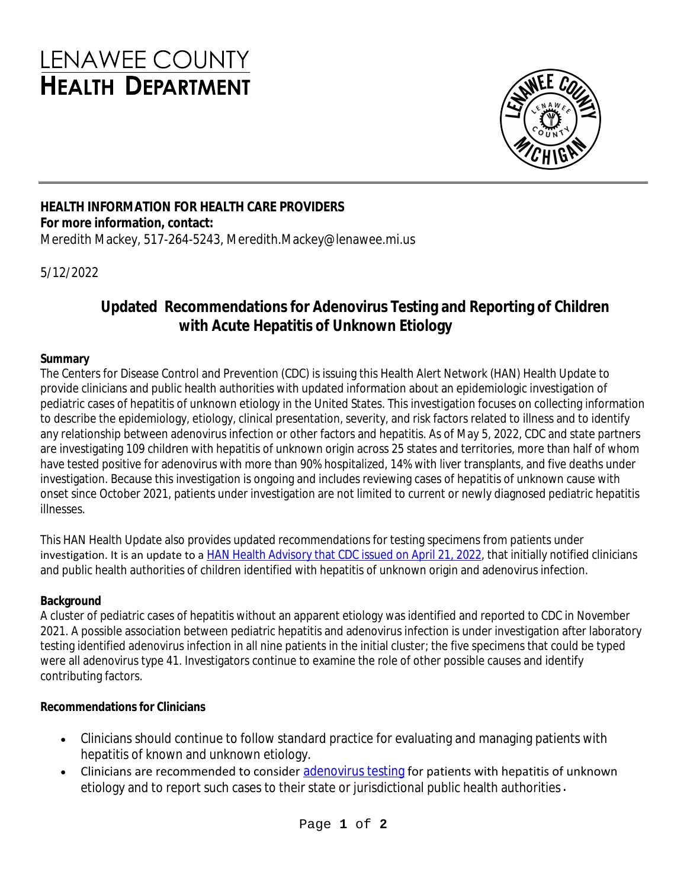# LENAWEE COUNTY
# HEALTH DEPARTMENT

**HEALTH INFORMATION FOR HEALTH CARE PROVIDERS**
**For more information, contact:**
Meredith Mackey, 517-264-5243, Meredith.Mackey@lenawee.mi.us

5/12/2022

## Updated Recommendations for Adenovirus Testing and Reporting of Children with Acute Hepatitis of Unknown Etiology

**Summary**
The Centers for Disease Control and Prevention (CDC) is issuing this Health Alert Network (HAN) Health Update to provide clinicians and public health authorities with updated information about an epidemiologic investigation of pediatric cases of hepatitis of unknown etiology in the United States. This investigation focuses on collecting information to describe the epidemiology, etiology, clinical presentation, severity, and risk factors related to illness and to identify any relationship between adenovirus infection or other factors and hepatitis. As of May 5, 2022, CDC and state partners are investigating 109 children with hepatitis of unknown origin across 25 states and territories, more than half of whom have tested positive for adenovirus with more than 90% hospitalized, 14% with liver transplants, and five deaths under investigation. Because this investigation is ongoing and includes reviewing cases of hepatitis of unknown cause with onset since October 2021, patients under investigation are not limited to current or newly diagnosed pediatric hepatitis illnesses.

This HAN Health Update also provides updated recommendations for testing specimens from patients under investigation. It is an update to a [HAN Health Advisory that CDC issued on April 21, 2022](), that initially notified clinicians and public health authorities of children identified with hepatitis of unknown origin and adenovirus infection.

**Background**
A cluster of pediatric cases of hepatitis without an apparent etiology was identified and reported to CDC in November 2021. A possible association between pediatric hepatitis and adenovirus infection is under investigation after laboratory testing identified adenovirus infection in all nine patients in the initial cluster; the five specimens that could be typed were all adenovirus type 41. Investigators continue to examine the role of other possible causes and identify contributing factors.

**Recommendations for Clinicians**

- Clinicians should continue to follow standard practice for evaluating and managing patients with hepatitis of known and unknown etiology.
- Clinicians are recommended to consider [adenovirus testing]() for patients with hepatitis of unknown etiology and to report such cases to their state or jurisdictional public health authorities.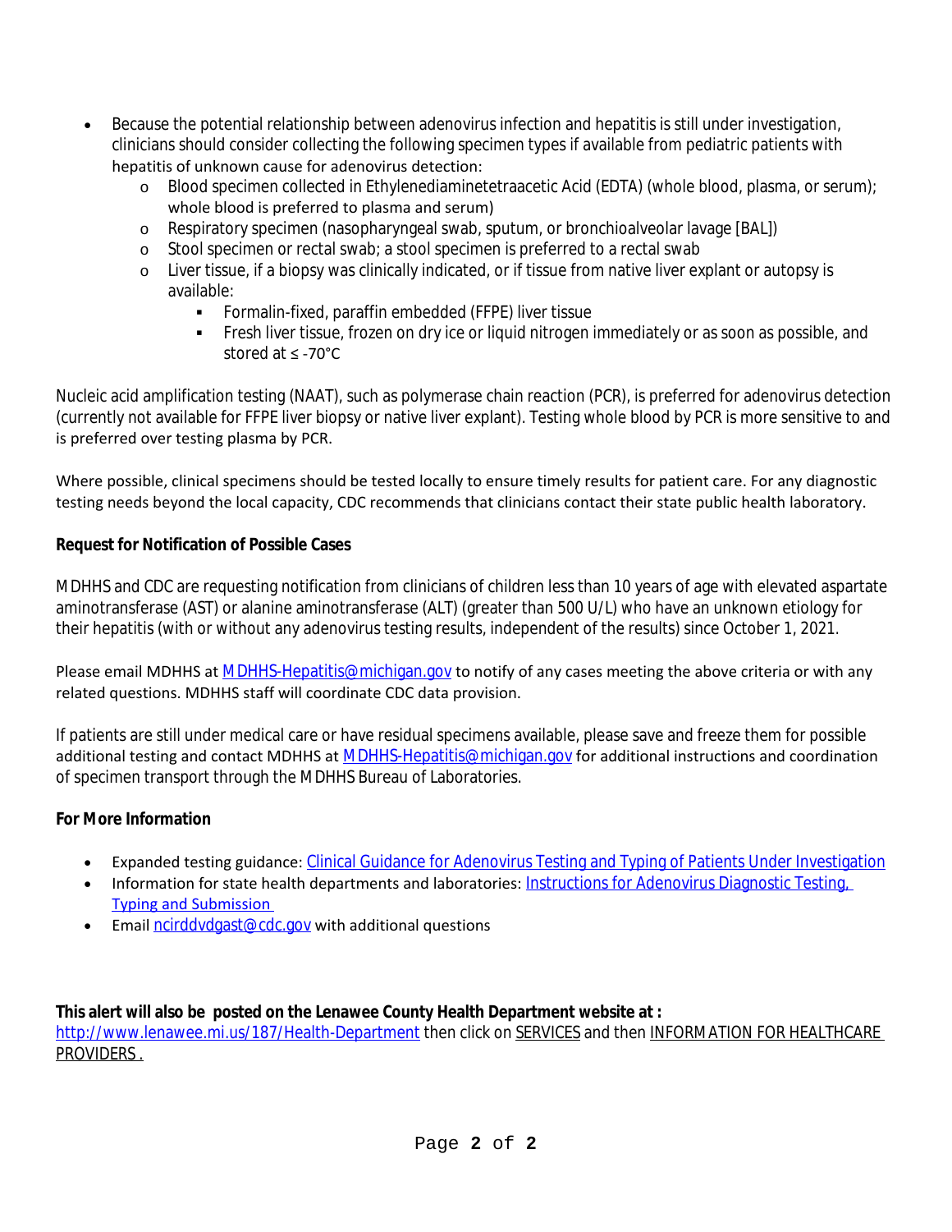- Because the potential relationship between adenovirus infection and hepatitis is still under investigation, clinicians should consider collecting the following specimen types if available from pediatric patients with hepatitis of unknown cause for adenovirus detection:
  - Blood specimen collected in Ethylenediaminetetraacetic Acid (EDTA) (whole blood, plasma, or serum); whole blood is preferred to plasma and serum)
  - Respiratory specimen (nasopharyngeal swab, sputum, or bronchioalveolar lavage [BAL])
  - Stool specimen or rectal swab; a stool specimen is preferred to a rectal swab
  - Liver tissue, if a biopsy was clinically indicated, or if tissue from native liver explant or autopsy is available:
    - Formalin-fixed, paraffin embedded (FFPE) liver tissue
    - Fresh liver tissue, frozen on dry ice or liquid nitrogen immediately or as soon as possible, and stored at ≤ -70°C

Nucleic acid amplification testing (NAAT), such as polymerase chain reaction (PCR), is preferred for adenovirus detection (currently not available for FFPE liver biopsy or native liver explant). Testing whole blood by PCR is more sensitive to and is preferred over testing plasma by PCR.

Where possible, clinical specimens should be tested locally to ensure timely results for patient care. For any diagnostic testing needs beyond the local capacity, CDC recommends that clinicians contact their state public health laboratory.

**Request for Notification of Possible Cases**

MDHHS and CDC are requesting notification from clinicians of children less than 10 years of age with elevated aspartate aminotransferase (AST) or alanine aminotransferase (ALT) (greater than 500 U/L) who have an unknown etiology for their hepatitis (with or without any adenovirus testing results, independent of the results) since October 1, 2021.

Please email MDHHS at [MDHHS-Hepatitis@michigan.gov](mailto:MDHHS-Hepatitis@michigan.gov) to notify of any cases meeting the above criteria or with any related questions. MDHHS staff will coordinate CDC data provision.

If patients are still under medical care or have residual specimens available, please save and freeze them for possible additional testing and contact MDHHS at [MDHHS-Hepatitis@michigan.gov](mailto:MDHHS-Hepatitis@michigan.gov) for additional instructions and coordination of specimen transport through the MDHHS Bureau of Laboratories.

**For More Information**

- Expanded testing guidance: Clinical Guidance for Adenovirus Testing and Typing of Patients Under Investigation
- Information for state health departments and laboratories: Instructions for Adenovirus Diagnostic Testing, Typing and Submission
- Email [ncirddvdgast@cdc.gov](mailto:ncirddvdgast@cdc.gov) with additional questions

**This alert will also be posted on the Lenawee County Health Department website at :**
http://www.lenawee.mi.us/187/Health-Department then click on SERVICES and then INFORMATION FOR HEALTHCARE PROVIDERS .